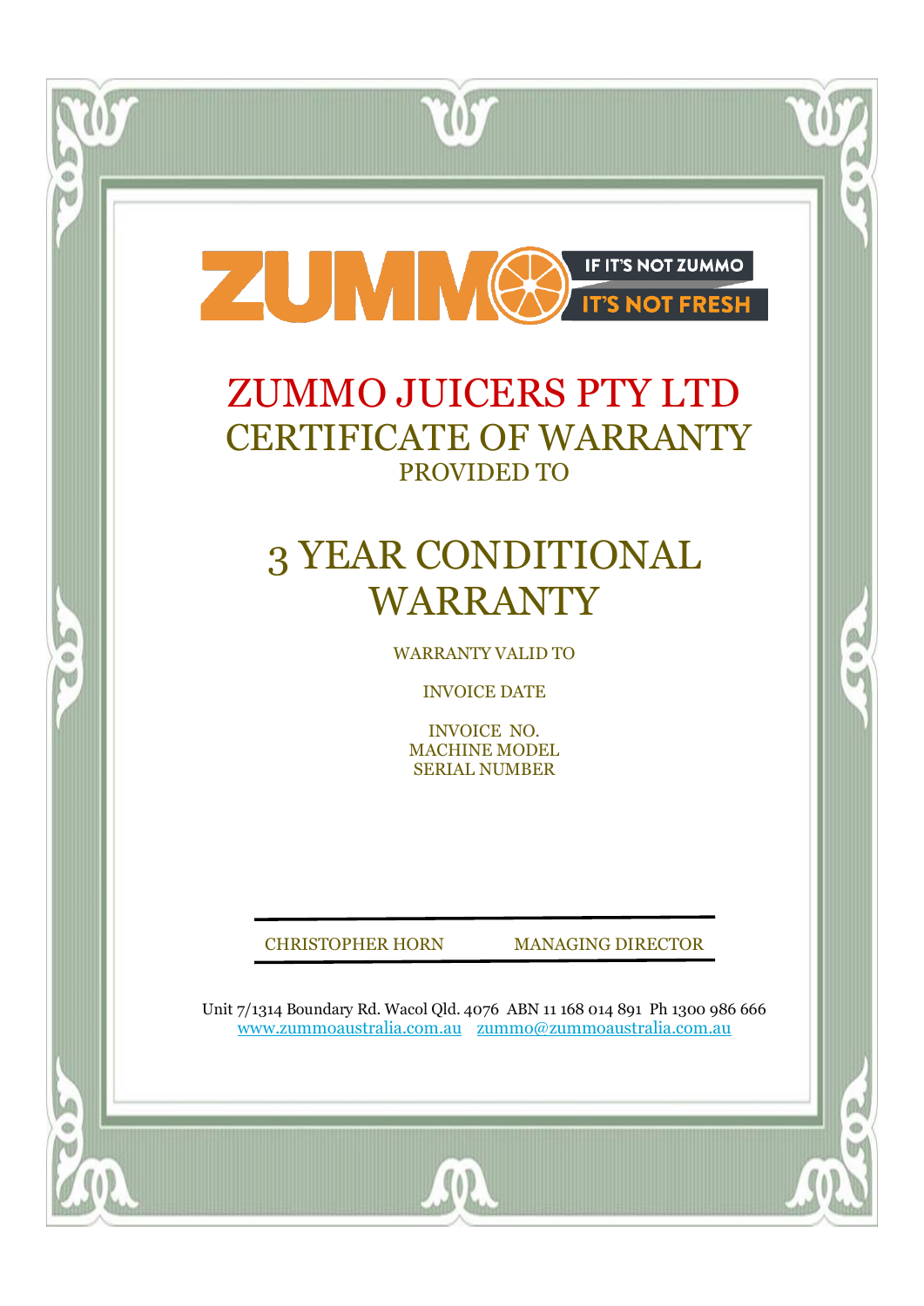ZUMMO IF IT'S NOT ZUMMO IT'S NOT FRESH

# ZUMMO JUICERS PTY LTD

## CERTIFICATE OF WARRANTY

PROVIDED TO

# 3 YEAR CONDITIONAL WARRANTY

WARRANTY VALID TO

INVOICE DATE

INVOICE NO.
MACHINE MODEL
SERIAL NUMBER

CHRISTOPHER HORN MANAGING DIRECTOR

Unit 7/1314 Boundary Rd. Wacol Qld. 4076 ABN 11 168 014 891 Ph 1300 986 666
www.zummoaustralia.com.au zummo@zummoaustralia.com.au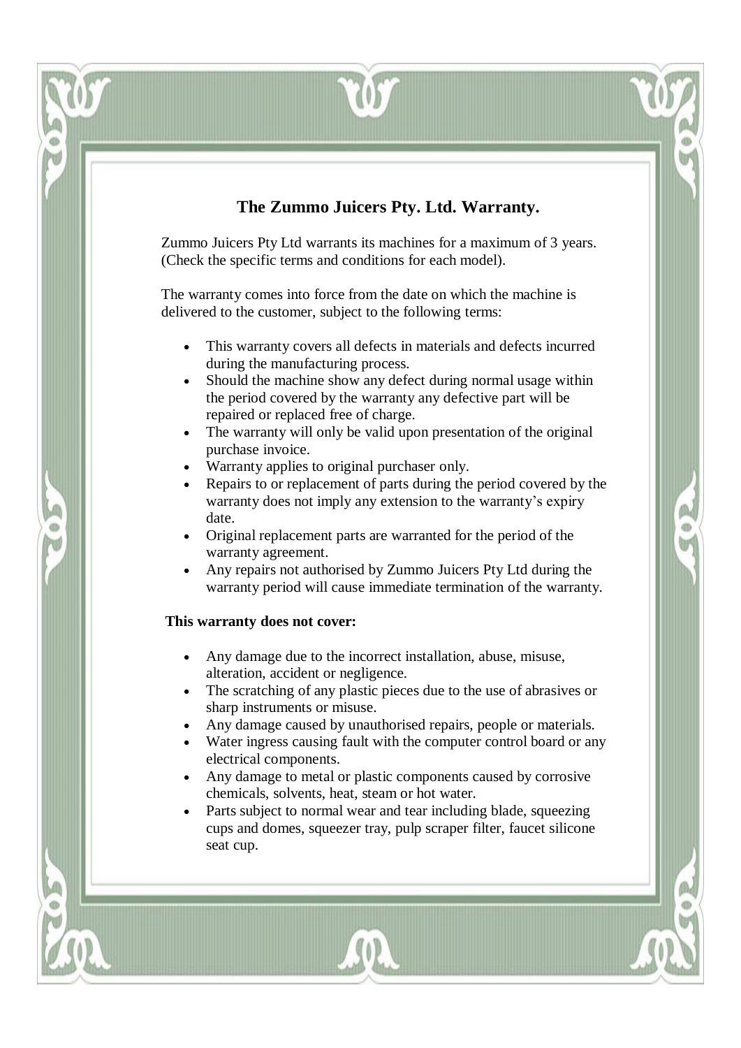# The Zummo Juicers Pty. Ltd. Warranty.

Zummo Juicers Pty Ltd warrants its machines for a maximum of 3 years. (Check the specific terms and conditions for each model).

The warranty comes into force from the date on which the machine is delivered to the customer, subject to the following terms:

- This warranty covers all defects in materials and defects incurred during the manufacturing process.
- Should the machine show any defect during normal usage within the period covered by the warranty any defective part will be repaired or replaced free of charge.
- The warranty will only be valid upon presentation of the original purchase invoice.
- Warranty applies to original purchaser only.
- Repairs to or replacement of parts during the period covered by the warranty does not imply any extension to the warranty's expiry date.
- Original replacement parts are warranted for the period of the warranty agreement.
- Any repairs not authorised by Zummo Juicers Pty Ltd during the warranty period will cause immediate termination of the warranty.

**This warranty does not cover:**

- Any damage due to the incorrect installation, abuse, misuse, alteration, accident or negligence.
- The scratching of any plastic pieces due to the use of abrasives or sharp instruments or misuse.
- Any damage caused by unauthorised repairs, people or materials.
- Water ingress causing fault with the computer control board or any electrical components.
- Any damage to metal or plastic components caused by corrosive chemicals, solvents, heat, steam or hot water.
- Parts subject to normal wear and tear including blade, squeezing cups and domes, squeezer tray, pulp scraper filter, faucet silicone seat cup.